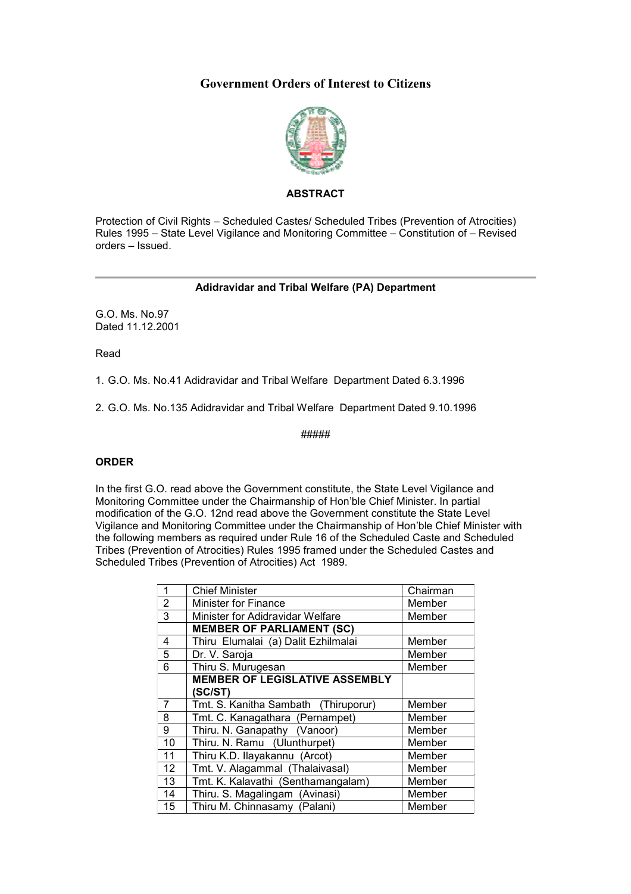# Government Orders of Interest to Citizens

**ABSTRACT**

Protection of Civil Rights – Scheduled Castes/ Scheduled Tribes (Prevention of Atrocities) Rules 1995 – State Level Vigilance and Monitoring Committee – Constitution of – Revised orders – Issued.

---

**Adidravidar and Tribal Welfare (PA) Department**

G.O. Ms. No.97
Dated 11.12.2001

Read

1. G.O. Ms. No.41 Adidravidar and Tribal Welfare Department Dated 6.3.1996

2. G.O. Ms. No.135 Adidravidar and Tribal Welfare Department Dated 9.10.1996

#####

**ORDER**

In the first G.O. read above the Government constitute, the State Level Vigilance and Monitoring Committee under the Chairmanship of Hon'ble Chief Minister. In partial modification of the G.O. 12nd read above the Government constitute the State Level Vigilance and Monitoring Committee under the Chairmanship of Hon'ble Chief Minister with the following members as required under Rule 16 of the Scheduled Caste and Scheduled Tribes (Prevention of Atrocities) Rules 1995 framed under the Scheduled Castes and Scheduled Tribes (Prevention of Atrocities) Act 1989.

| | | |
|---|---|---|
| 1 | Chief Minister | Chairman |
| 2 | Minister for Finance | Member |
| 3 | Minister for Adidravidar Welfare | Member |
| | **MEMBER OF PARLIAMENT (SC)** | |
| 4 | Thiru Elumalai (a) Dalit Ezhilmalai | Member |
| 5 | Dr. V. Saroja | Member |
| 6 | Thiru S. Murugesan | Member |
| | **MEMBER OF LEGISLATIVE ASSEMBLY (SC/ST)** | |
| 7 | Tmt. S. Kanitha Sambath (Thiruporur) | Member |
| 8 | Tmt. C. Kanagathara (Pernampet) | Member |
| 9 | Thiru. N. Ganapathy (Vanoor) | Member |
| 10 | Thiru. N. Ramu (Ulunthurpet) | Member |
| 11 | Thiru K.D. Ilayakannu (Arcot) | Member |
| 12 | Tmt. V. Alagammal (Thalaivasal) | Member |
| 13 | Tmt. K. Kalavathi (Senthamangalam) | Member |
| 14 | Thiru. S. Magalingam (Avinasi) | Member |
| 15 | Thiru M. Chinnasamy (Palani) | Member |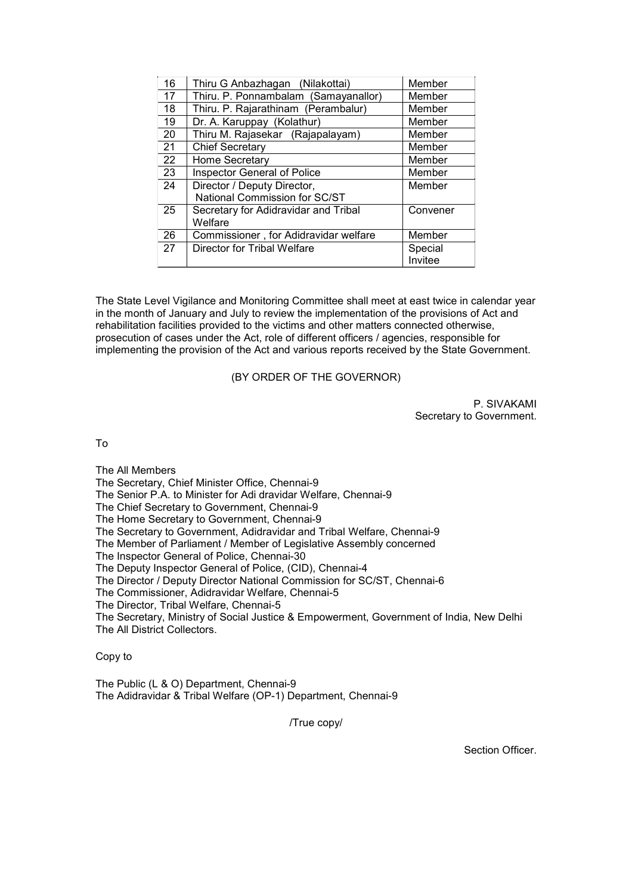| | | |
|---|---|---|
| 16 | Thiru G Anbazhagan (Nilakottai) | Member |
| 17 | Thiru. P. Ponnambalam (Samayanallor) | Member |
| 18 | Thiru. P. Rajarathinam (Perambalur) | Member |
| 19 | Dr. A. Karuppay (Kolathur) | Member |
| 20 | Thiru M. Rajasekar (Rajapalayam) | Member |
| 21 | Chief Secretary | Member |
| 22 | Home Secretary | Member |
| 23 | Inspector General of Police | Member |
| 24 | Director / Deputy Director, National Commission for SC/ST | Member |
| 25 | Secretary for Adidravidar and Tribal Welfare | Convener |
| 26 | Commissioner , for Adidravidar welfare | Member |
| 27 | Director for Tribal Welfare | Special Invitee |

The State Level Vigilance and Monitoring Committee shall meet at east twice in calendar year in the month of January and July to review the implementation of the provisions of Act and rehabilitation facilities provided to the victims and other matters connected otherwise, prosecution of cases under the Act, role of different officers / agencies, responsible for implementing the provision of the Act and various reports received by the State Government.

(BY ORDER OF THE GOVERNOR)

P. SIVAKAMI
Secretary to Government.

To

The All Members
The Secretary, Chief Minister Office, Chennai-9
The Senior P.A. to Minister for Adi dravidar Welfare, Chennai-9
The Chief Secretary to Government, Chennai-9
The Home Secretary to Government, Chennai-9
The Secretary to Government, Adidravidar and Tribal Welfare, Chennai-9
The Member of Parliament / Member of Legislative Assembly concerned
The Inspector General of Police, Chennai-30
The Deputy Inspector General of Police, (CID), Chennai-4
The Director / Deputy Director National Commission for SC/ST, Chennai-6
The Commissioner, Adidravidar Welfare, Chennai-5
The Director, Tribal Welfare, Chennai-5
The Secretary, Ministry of Social Justice & Empowerment, Government of India, New Delhi
The All District Collectors.

Copy to

The Public (L & O) Department, Chennai-9
The Adidravidar & Tribal Welfare (OP-1) Department, Chennai-9

/True copy/

Section Officer.